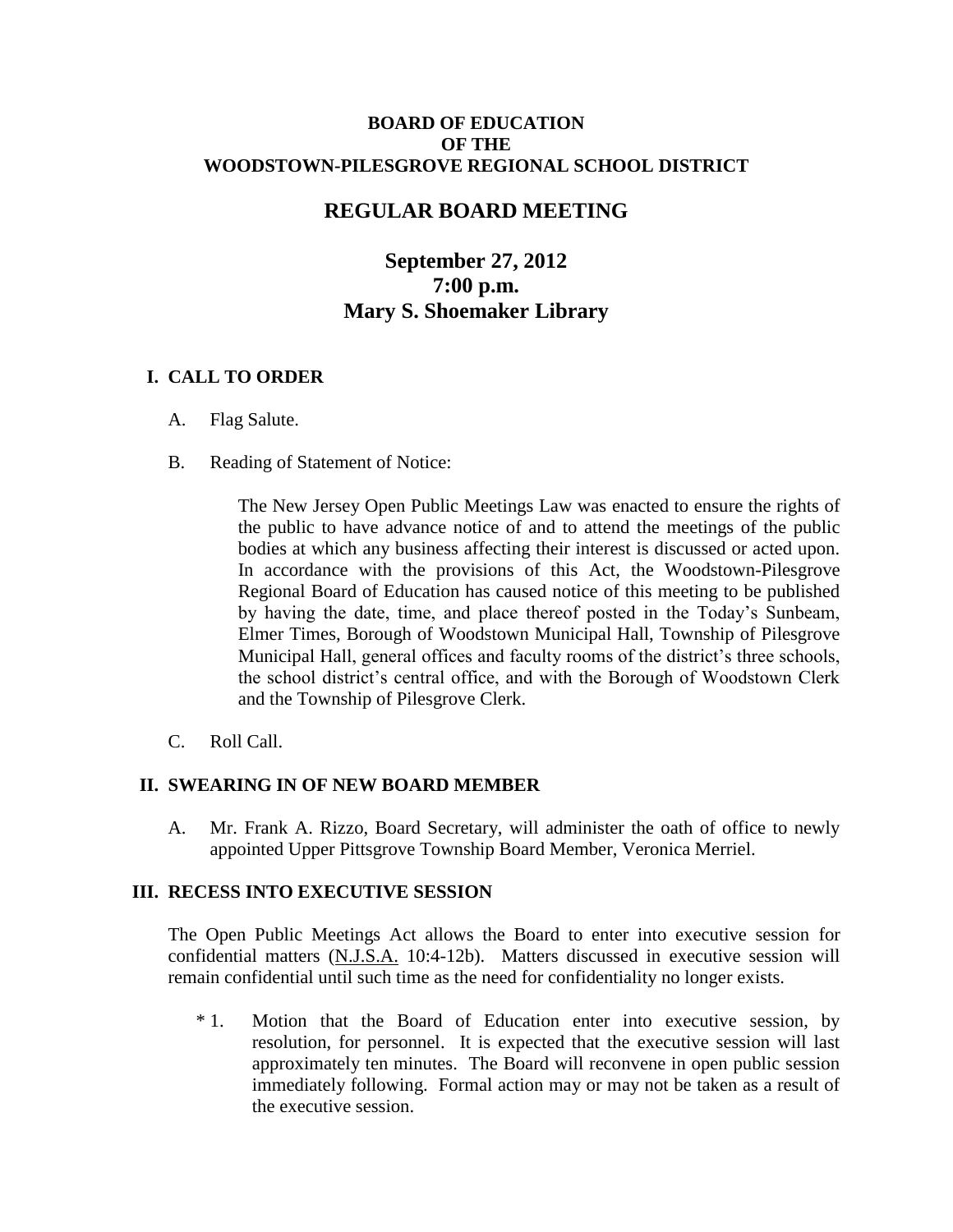# BOARD OF EDUCATION
# OF THE
# WOODSTOWN-PILESGROVE REGIONAL SCHOOL DISTRICT

## REGULAR BOARD MEETING

## September 27, 2012
## 7:00 p.m.
## Mary S. Shoemaker Library

### I. CALL TO ORDER

A. Flag Salute.

B. Reading of Statement of Notice:

> The New Jersey Open Public Meetings Law was enacted to ensure the rights of the public to have advance notice of and to attend the meetings of the public bodies at which any business affecting their interest is discussed or acted upon. In accordance with the provisions of this Act, the Woodstown-Pilesgrove Regional Board of Education has caused notice of this meeting to be published by having the date, time, and place thereof posted in the Today's Sunbeam, Elmer Times, Borough of Woodstown Municipal Hall, Township of Pilesgrove Municipal Hall, general offices and faculty rooms of the district's three schools, the school district's central office, and with the Borough of Woodstown Clerk and the Township of Pilesgrove Clerk.

C. Roll Call.

### II. SWEARING IN OF NEW BOARD MEMBER

A. Mr. Frank A. Rizzo, Board Secretary, will administer the oath of office to newly appointed Upper Pittsgrove Township Board Member, Veronica Merriel.

### III. RECESS INTO EXECUTIVE SESSION

The Open Public Meetings Act allows the Board to enter into executive session for confidential matters (N.J.S.A. 10:4-12b). Matters discussed in executive session will remain confidential until such time as the need for confidentiality no longer exists.

\* 1. Motion that the Board of Education enter into executive session, by resolution, for personnel. It is expected that the executive session will last approximately ten minutes. The Board will reconvene in open public session immediately following. Formal action may or may not be taken as a result of the executive session.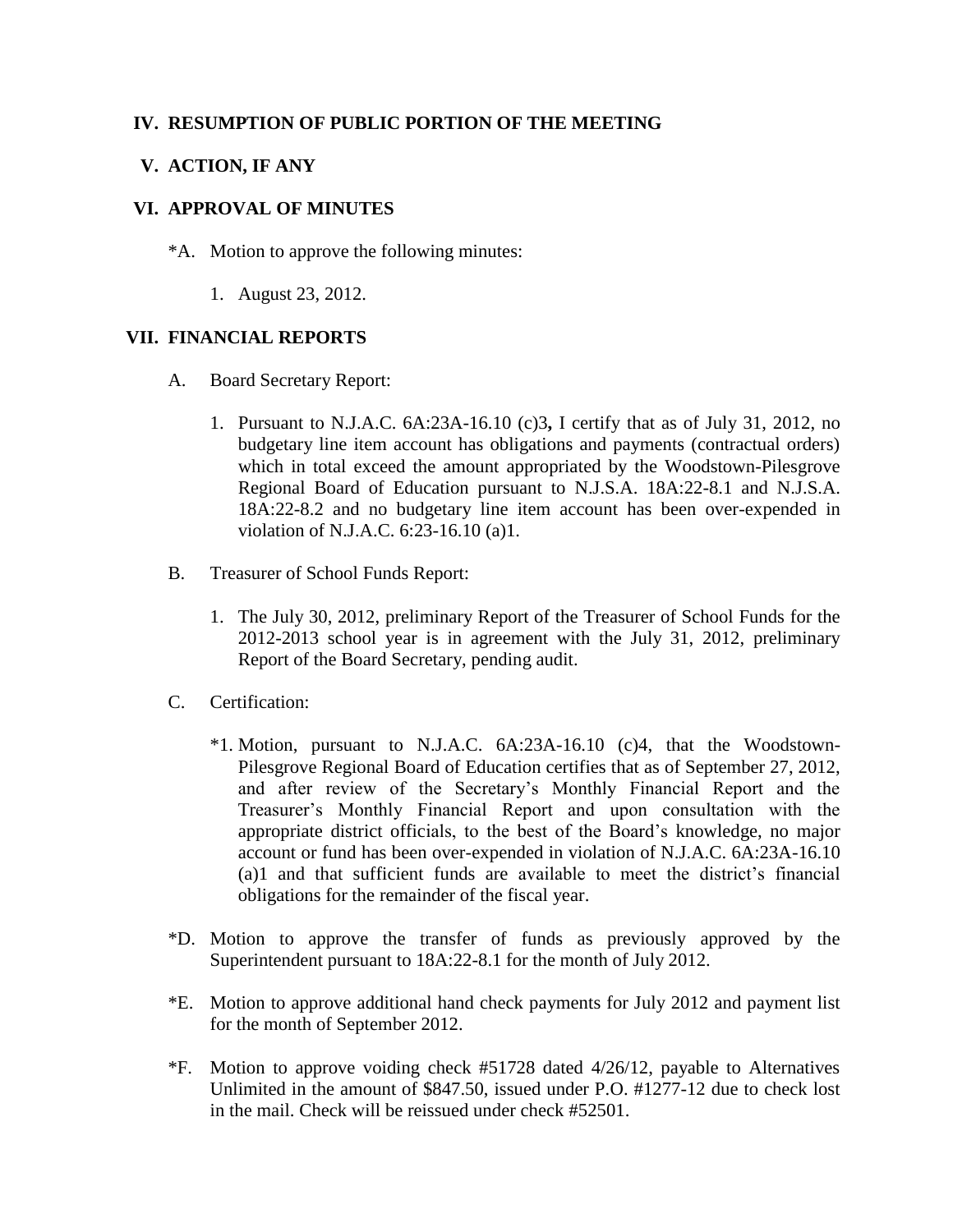## IV. RESUMPTION OF PUBLIC PORTION OF THE MEETING

## V. ACTION, IF ANY

## VI. APPROVAL OF MINUTES

*A. Motion to approve the following minutes:

1. August 23, 2012.

## VII. FINANCIAL REPORTS

A. Board Secretary Report:

1. Pursuant to N.J.A.C. 6A:23A-16.10 (c)3**,** I certify that as of July 31, 2012, no budgetary line item account has obligations and payments (contractual orders) which in total exceed the amount appropriated by the Woodstown-Pilesgrove Regional Board of Education pursuant to N.J.S.A. 18A:22-8.1 and N.J.S.A. 18A:22-8.2 and no budgetary line item account has been over-expended in violation of N.J.A.C. 6:23-16.10 (a)1.

B. Treasurer of School Funds Report:

1. The July 30, 2012, preliminary Report of the Treasurer of School Funds for the 2012-2013 school year is in agreement with the July 31, 2012, preliminary Report of the Board Secretary, pending audit.

C. Certification:

*1. Motion, pursuant to N.J.A.C. 6A:23A-16.10 (c)4, that the Woodstown-Pilesgrove Regional Board of Education certifies that as of September 27, 2012, and after review of the Secretary's Monthly Financial Report and the Treasurer's Monthly Financial Report and upon consultation with the appropriate district officials, to the best of the Board's knowledge, no major account or fund has been over-expended in violation of N.J.A.C. 6A:23A-16.10 (a)1 and that sufficient funds are available to meet the district's financial obligations for the remainder of the fiscal year.

*D. Motion to approve the transfer of funds as previously approved by the Superintendent pursuant to 18A:22-8.1 for the month of July 2012.

*E. Motion to approve additional hand check payments for July 2012 and payment list for the month of September 2012.

*F. Motion to approve voiding check #51728 dated 4/26/12, payable to Alternatives Unlimited in the amount of $847.50, issued under P.O. #1277-12 due to check lost in the mail. Check will be reissued under check #52501.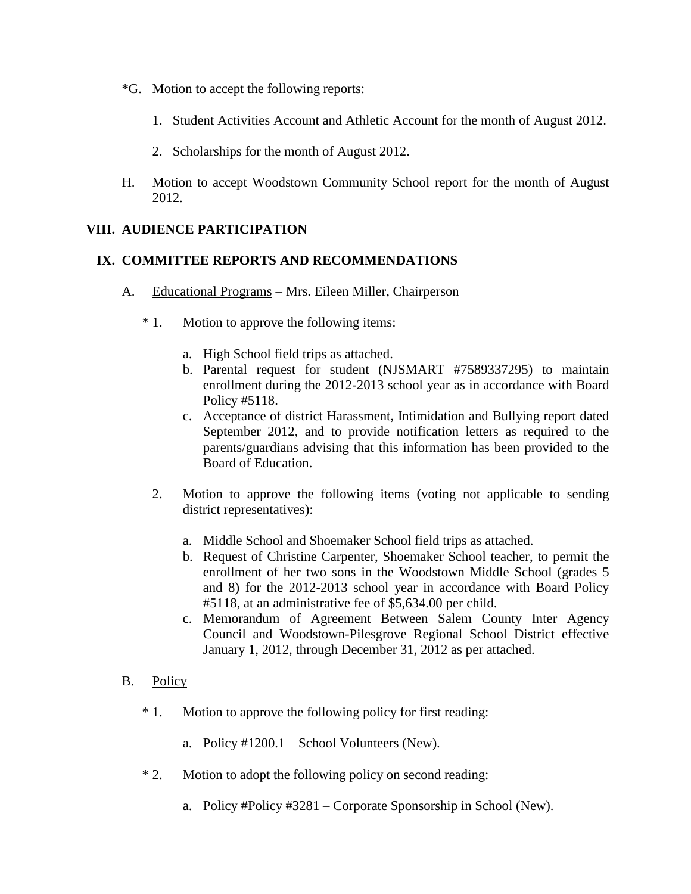*G. Motion to accept the following reports:

1. Student Activities Account and Athletic Account for the month of August 2012.

2. Scholarships for the month of August 2012.

H. Motion to accept Woodstown Community School report for the month of August 2012.

## VIII. AUDIENCE PARTICIPATION

## IX. COMMITTEE REPORTS AND RECOMMENDATIONS

A. Educational Programs – Mrs. Eileen Miller, Chairperson

\* 1. Motion to approve the following items:

a. High School field trips as attached.
b. Parental request for student (NJSMART #7589337295) to maintain enrollment during the 2012-2013 school year as in accordance with Board Policy #5118.
c. Acceptance of district Harassment, Intimidation and Bullying report dated September 2012, and to provide notification letters as required to the parents/guardians advising that this information has been provided to the Board of Education.

2. Motion to approve the following items (voting not applicable to sending district representatives):

a. Middle School and Shoemaker School field trips as attached.
b. Request of Christine Carpenter, Shoemaker School teacher, to permit the enrollment of her two sons in the Woodstown Middle School (grades 5 and 8) for the 2012-2013 school year in accordance with Board Policy #5118, at an administrative fee of $5,634.00 per child.
c. Memorandum of Agreement Between Salem County Inter Agency Council and Woodstown-Pilesgrove Regional School District effective January 1, 2012, through December 31, 2012 as per attached.

B. Policy

\* 1. Motion to approve the following policy for first reading:

a. Policy #1200.1 – School Volunteers (New).

\* 2. Motion to adopt the following policy on second reading:

a. Policy #Policy #3281 – Corporate Sponsorship in School (New).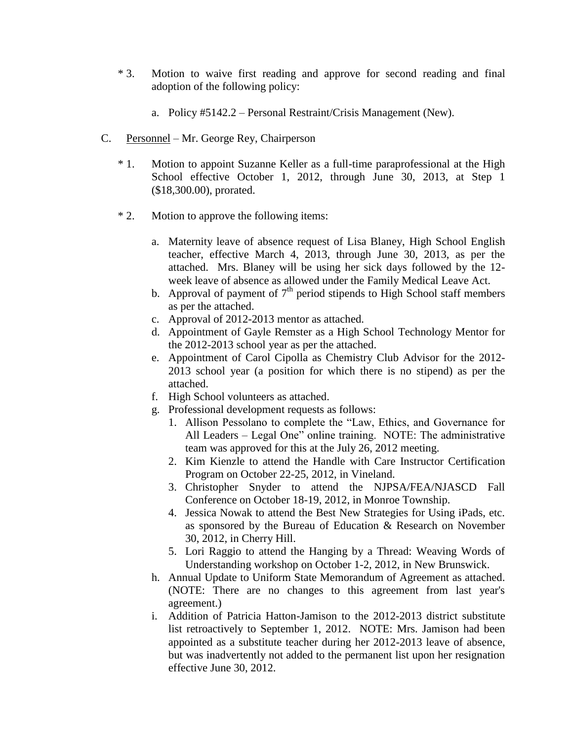* 3. Motion to waive first reading and approve for second reading and final adoption of the following policy:

   a. Policy #5142.2 – Personal Restraint/Crisis Management (New).

C. Personnel – Mr. George Rey, Chairperson

* 1. Motion to appoint Suzanne Keller as a full-time paraprofessional at the High School effective October 1, 2012, through June 30, 2013, at Step 1 ($18,300.00), prorated.

* 2. Motion to approve the following items:

   a. Maternity leave of absence request of Lisa Blaney, High School English teacher, effective March 4, 2013, through June 30, 2013, as per the attached. Mrs. Blaney will be using her sick days followed by the 12-week leave of absence as allowed under the Family Medical Leave Act.
   b. Approval of payment of 7th period stipends to High School staff members as per the attached.
   c. Approval of 2012-2013 mentor as attached.
   d. Appointment of Gayle Remster as a High School Technology Mentor for the 2012-2013 school year as per the attached.
   e. Appointment of Carol Cipolla as Chemistry Club Advisor for the 2012-2013 school year (a position for which there is no stipend) as per the attached.
   f. High School volunteers as attached.
   g. Professional development requests as follows:
      1. Allison Pessolano to complete the "Law, Ethics, and Governance for All Leaders – Legal One" online training. NOTE: The administrative team was approved for this at the July 26, 2012 meeting.
      2. Kim Kienzle to attend the Handle with Care Instructor Certification Program on October 22-25, 2012, in Vineland.
      3. Christopher Snyder to attend the NJPSA/FEA/NJASCD Fall Conference on October 18-19, 2012, in Monroe Township.
      4. Jessica Nowak to attend the Best New Strategies for Using iPads, etc. as sponsored by the Bureau of Education & Research on November 30, 2012, in Cherry Hill.
      5. Lori Raggio to attend the Hanging by a Thread: Weaving Words of Understanding workshop on October 1-2, 2012, in New Brunswick.
   h. Annual Update to Uniform State Memorandum of Agreement as attached. (NOTE: There are no changes to this agreement from last year's agreement.)
   i. Addition of Patricia Hatton-Jamison to the 2012-2013 district substitute list retroactively to September 1, 2012. NOTE: Mrs. Jamison had been appointed as a substitute teacher during her 2012-2013 leave of absence, but was inadvertently not added to the permanent list upon her resignation effective June 30, 2012.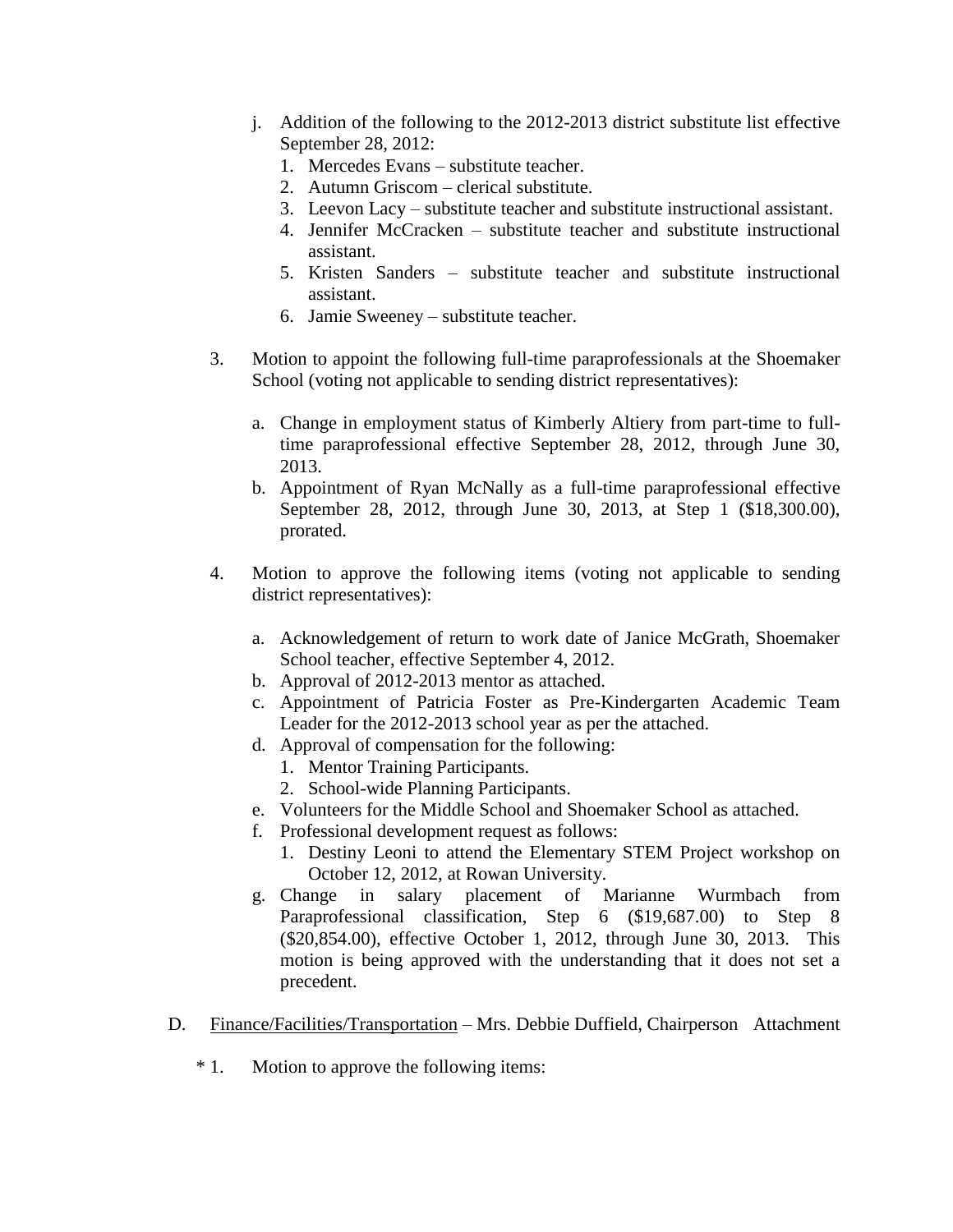j. Addition of the following to the 2012-2013 district substitute list effective September 28, 2012:
   1. Mercedes Evans – substitute teacher.
   2. Autumn Griscom – clerical substitute.
   3. Leevon Lacy – substitute teacher and substitute instructional assistant.
   4. Jennifer McCracken – substitute teacher and substitute instructional assistant.
   5. Kristen Sanders – substitute teacher and substitute instructional assistant.
   6. Jamie Sweeney – substitute teacher.

3. Motion to appoint the following full-time paraprofessionals at the Shoemaker School (voting not applicable to sending district representatives):

   a. Change in employment status of Kimberly Altiery from part-time to full-time paraprofessional effective September 28, 2012, through June 30, 2013.
   b. Appointment of Ryan McNally as a full-time paraprofessional effective September 28, 2012, through June 30, 2013, at Step 1 ($18,300.00), prorated.

4. Motion to approve the following items (voting not applicable to sending district representatives):

   a. Acknowledgement of return to work date of Janice McGrath, Shoemaker School teacher, effective September 4, 2012.
   b. Approval of 2012-2013 mentor as attached.
   c. Appointment of Patricia Foster as Pre-Kindergarten Academic Team Leader for the 2012-2013 school year as per the attached.
   d. Approval of compensation for the following:
      1. Mentor Training Participants.
      2. School-wide Planning Participants.
   e. Volunteers for the Middle School and Shoemaker School as attached.
   f. Professional development request as follows:
      1. Destiny Leoni to attend the Elementary STEM Project workshop on October 12, 2012, at Rowan University.
   g. Change in salary placement of Marianne Wurmbach from Paraprofessional classification, Step 6 ($19,687.00) to Step 8 ($20,854.00), effective October 1, 2012, through June 30, 2013. This motion is being approved with the understanding that it does not set a precedent.

D. Finance/Facilities/Transportation – Mrs. Debbie Duffield, Chairperson Attachment

\* 1. Motion to approve the following items: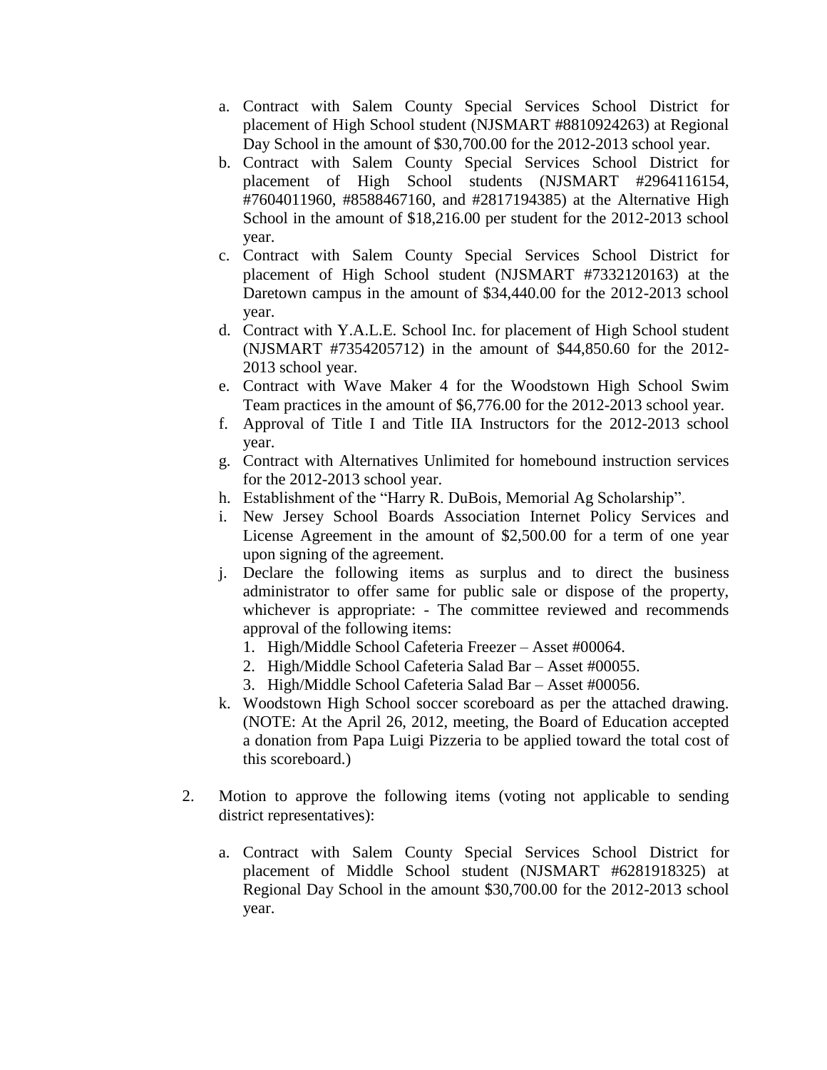a. Contract with Salem County Special Services School District for placement of High School student (NJSMART #8810924263) at Regional Day School in the amount of $30,700.00 for the 2012-2013 school year.
b. Contract with Salem County Special Services School District for placement of High School students (NJSMART #2964116154, #7604011960, #8588467160, and #2817194385) at the Alternative High School in the amount of $18,216.00 per student for the 2012-2013 school year.
c. Contract with Salem County Special Services School District for placement of High School student (NJSMART #7332120163) at the Daretown campus in the amount of $34,440.00 for the 2012-2013 school year.
d. Contract with Y.A.L.E. School Inc. for placement of High School student (NJSMART #7354205712) in the amount of $44,850.60 for the 2012-2013 school year.
e. Contract with Wave Maker 4 for the Woodstown High School Swim Team practices in the amount of $6,776.00 for the 2012-2013 school year.
f. Approval of Title I and Title IIA Instructors for the 2012-2013 school year.
g. Contract with Alternatives Unlimited for homebound instruction services for the 2012-2013 school year.
h. Establishment of the "Harry R. DuBois, Memorial Ag Scholarship".
i. New Jersey School Boards Association Internet Policy Services and License Agreement in the amount of $2,500.00 for a term of one year upon signing of the agreement.
j. Declare the following items as surplus and to direct the business administrator to offer same for public sale or dispose of the property, whichever is appropriate: - The committee reviewed and recommends approval of the following items:
   1. High/Middle School Cafeteria Freezer – Asset #00064.
   2. High/Middle School Cafeteria Salad Bar – Asset #00055.
   3. High/Middle School Cafeteria Salad Bar – Asset #00056.
k. Woodstown High School soccer scoreboard as per the attached drawing. (NOTE: At the April 26, 2012, meeting, the Board of Education accepted a donation from Papa Luigi Pizzeria to be applied toward the total cost of this scoreboard.)

2. Motion to approve the following items (voting not applicable to sending district representatives):

   a. Contract with Salem County Special Services School District for placement of Middle School student (NJSMART #6281918325) at Regional Day School in the amount $30,700.00 for the 2012-2013 school year.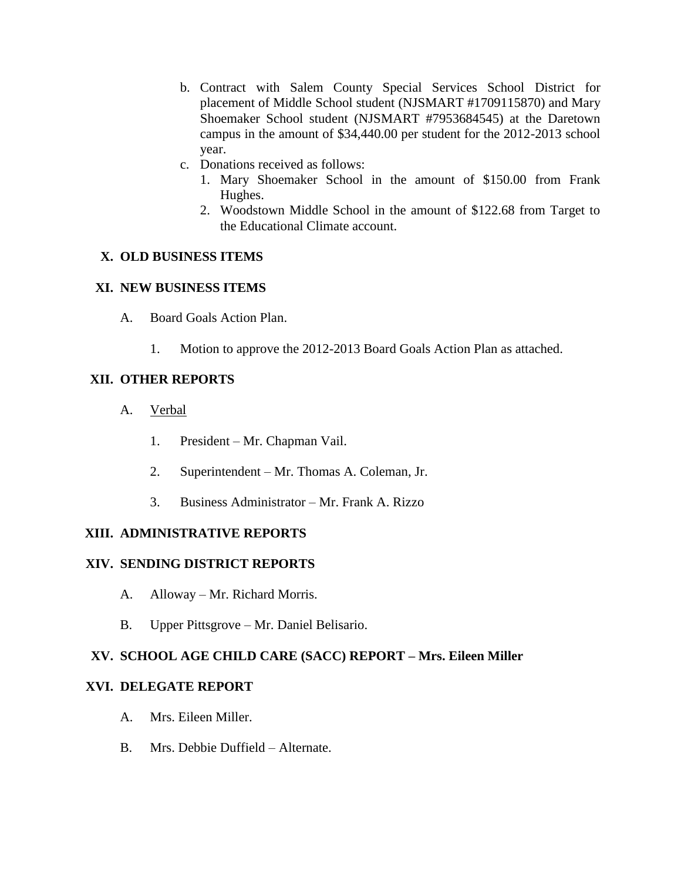b. Contract with Salem County Special Services School District for placement of Middle School student (NJSMART #1709115870) and Mary Shoemaker School student (NJSMART #7953684545) at the Daretown campus in the amount of $34,440.00 per student for the 2012-2013 school year.
c. Donations received as follows:
   1. Mary Shoemaker School in the amount of $150.00 from Frank Hughes.
   2. Woodstown Middle School in the amount of $122.68 from Target to the Educational Climate account.

## X. OLD BUSINESS ITEMS

## XI. NEW BUSINESS ITEMS

A. Board Goals Action Plan.

   1. Motion to approve the 2012-2013 Board Goals Action Plan as attached.

## XII. OTHER REPORTS

A. Verbal

   1. President – Mr. Chapman Vail.

   2. Superintendent – Mr. Thomas A. Coleman, Jr.

   3. Business Administrator – Mr. Frank A. Rizzo

## XIII. ADMINISTRATIVE REPORTS

## XIV. SENDING DISTRICT REPORTS

A. Alloway – Mr. Richard Morris.

B. Upper Pittsgrove – Mr. Daniel Belisario.

## XV. SCHOOL AGE CHILD CARE (SACC) REPORT – Mrs. Eileen Miller

## XVI. DELEGATE REPORT

A. Mrs. Eileen Miller.

B. Mrs. Debbie Duffield – Alternate.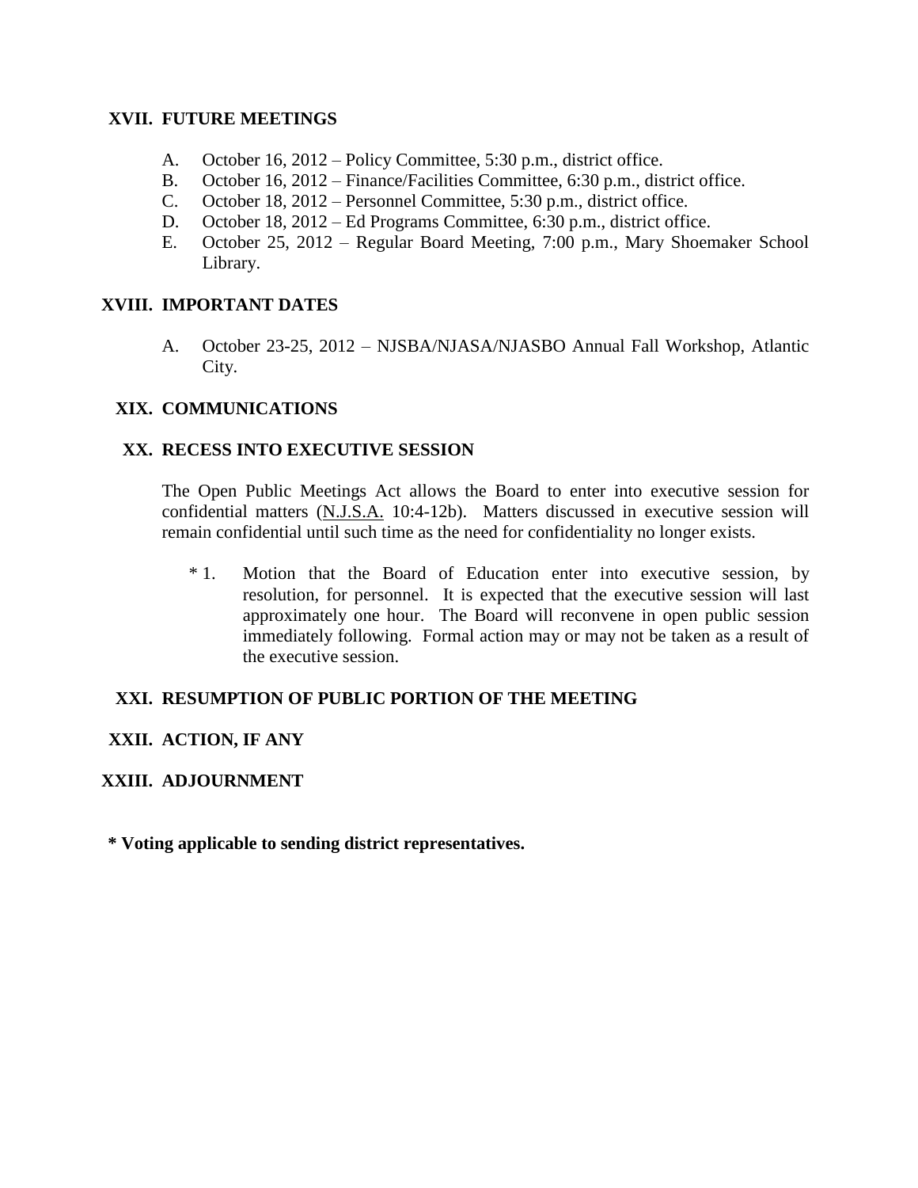## XVII. FUTURE MEETINGS

A. October 16, 2012 – Policy Committee, 5:30 p.m., district office.
B. October 16, 2012 – Finance/Facilities Committee, 6:30 p.m., district office.
C. October 18, 2012 – Personnel Committee, 5:30 p.m., district office.
D. October 18, 2012 – Ed Programs Committee, 6:30 p.m., district office.
E. October 25, 2012 – Regular Board Meeting, 7:00 p.m., Mary Shoemaker School Library.

## XVIII. IMPORTANT DATES

A. October 23-25, 2012 – NJSBA/NJASA/NJASBO Annual Fall Workshop, Atlantic City.

## XIX. COMMUNICATIONS

## XX. RECESS INTO EXECUTIVE SESSION

The Open Public Meetings Act allows the Board to enter into executive session for confidential matters (N.J.S.A. 10:4-12b). Matters discussed in executive session will remain confidential until such time as the need for confidentiality no longer exists.

\* 1. Motion that the Board of Education enter into executive session, by resolution, for personnel. It is expected that the executive session will last approximately one hour. The Board will reconvene in open public session immediately following. Formal action may or may not be taken as a result of the executive session.

## XXI. RESUMPTION OF PUBLIC PORTION OF THE MEETING

## XXII. ACTION, IF ANY

## XXIII. ADJOURNMENT

**\* Voting applicable to sending district representatives.**